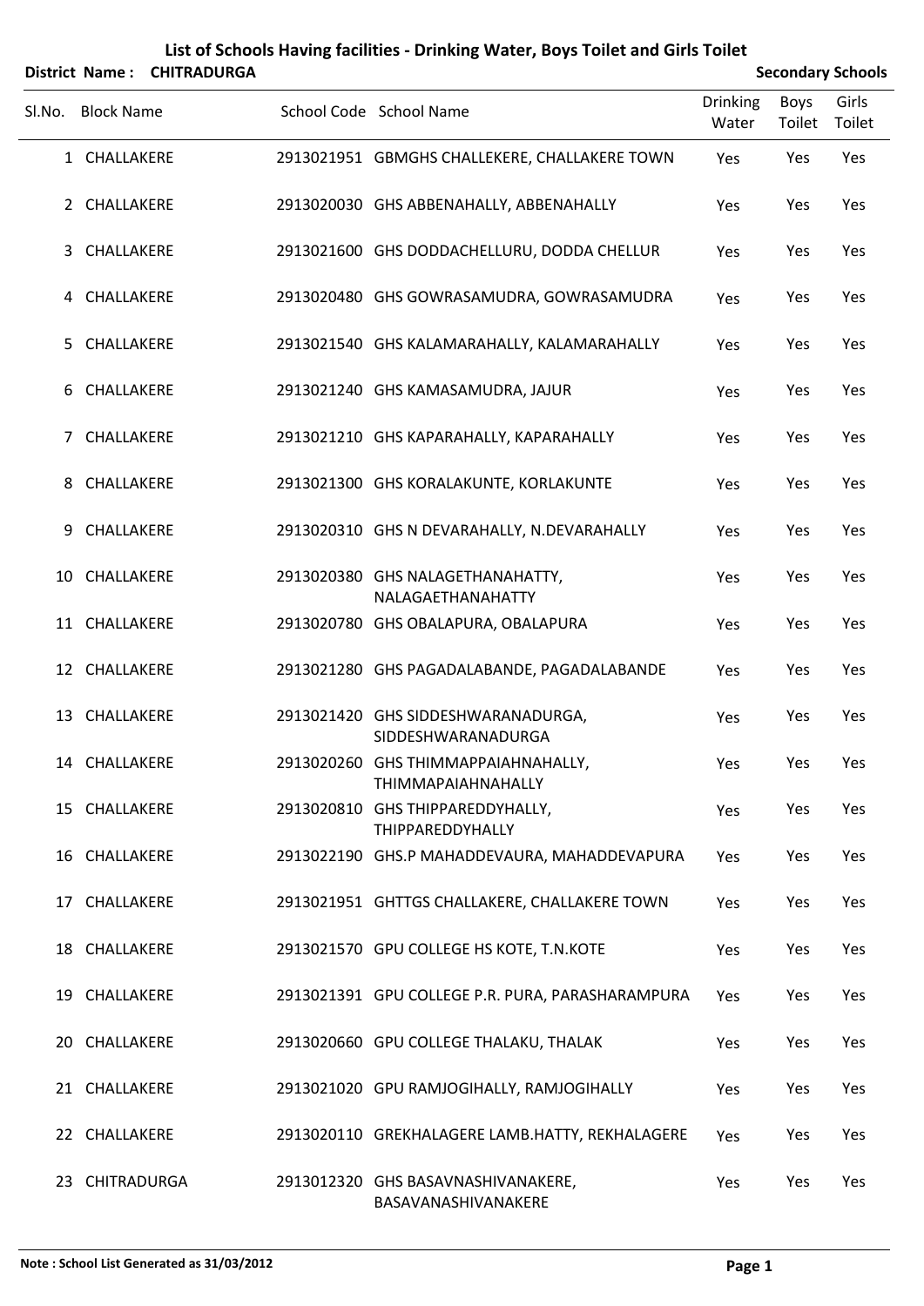# List of Schools Having facilities - Drinking Water, Boys Toilet and Girls Toilet

**District Name : CHITRADURGA** **Secondary Schools**

| Sl.No. | Block Name | School Code | School Name | Drinking Water | Boys Toilet | Girls Toilet |
|---|---|---|---|---|---|---|
| 1 | CHALLAKERE | 2913021951 | GBMGHS CHALLEKERE, CHALLAKERE TOWN | Yes | Yes | Yes |
| 2 | CHALLAKERE | 2913020030 | GHS ABBENAHALLY, ABBENAHALLY | Yes | Yes | Yes |
| 3 | CHALLAKERE | 2913021600 | GHS DODDACHELLURU, DODDA CHELLUR | Yes | Yes | Yes |
| 4 | CHALLAKERE | 2913020480 | GHS GOWRASAMUDRA, GOWRASAMUDRA | Yes | Yes | Yes |
| 5 | CHALLAKERE | 2913021540 | GHS KALAMARAHALLY, KALAMARAHALLY | Yes | Yes | Yes |
| 6 | CHALLAKERE | 2913021240 | GHS KAMASAMUDRA, JAJUR | Yes | Yes | Yes |
| 7 | CHALLAKERE | 2913021210 | GHS KAPARAHALLY, KAPARAHALLY | Yes | Yes | Yes |
| 8 | CHALLAKERE | 2913021300 | GHS KORALAKUNTE, KORLAKUNTE | Yes | Yes | Yes |
| 9 | CHALLAKERE | 2913020310 | GHS N DEVARAHALLY, N.DEVARAHALLY | Yes | Yes | Yes |
| 10 | CHALLAKERE | 2913020380 | GHS NALAGETHANAHATTY, NALAGAETHANAHATTY | Yes | Yes | Yes |
| 11 | CHALLAKERE | 2913020780 | GHS OBALAPURA, OBALAPURA | Yes | Yes | Yes |
| 12 | CHALLAKERE | 2913021280 | GHS PAGADALABANDE, PAGADALABANDE | Yes | Yes | Yes |
| 13 | CHALLAKERE | 2913021420 | GHS SIDDESHWARANADURGA, SIDDESHWARANADURGA | Yes | Yes | Yes |
| 14 | CHALLAKERE | 2913020260 | GHS THIMMAPPAIAHNAHALLY, THIMMAPAIAHNAHALLY | Yes | Yes | Yes |
| 15 | CHALLAKERE | 2913020810 | GHS THIPPAREDDYHALLY, THIPPAREDDYHALLY | Yes | Yes | Yes |
| 16 | CHALLAKERE | 2913022190 | GHS.P MAHADDEVAURA, MAHADDEVAPURA | Yes | Yes | Yes |
| 17 | CHALLAKERE | 2913021951 | GHTTGS CHALLAKERE, CHALLAKERE TOWN | Yes | Yes | Yes |
| 18 | CHALLAKERE | 2913021570 | GPU COLLEGE HS KOTE, T.N.KOTE | Yes | Yes | Yes |
| 19 | CHALLAKERE | 2913021391 | GPU COLLEGE P.R. PURA, PARASHARAMPURA | Yes | Yes | Yes |
| 20 | CHALLAKERE | 2913020660 | GPU COLLEGE THALAKU, THALAK | Yes | Yes | Yes |
| 21 | CHALLAKERE | 2913021020 | GPU RAMJOGIHALLY, RAMJOGIHALLY | Yes | Yes | Yes |
| 22 | CHALLAKERE | 2913020110 | GREKHALAGERE LAMB.HATTY, REKHALAGERE | Yes | Yes | Yes |
| 23 | CHITRADURGA | 2913012320 | GHS BASAVNASHIVANAKERE, BASAVANASHIVANAKERE | Yes | Yes | Yes |

**Note : School List Generated as 31/03/2012**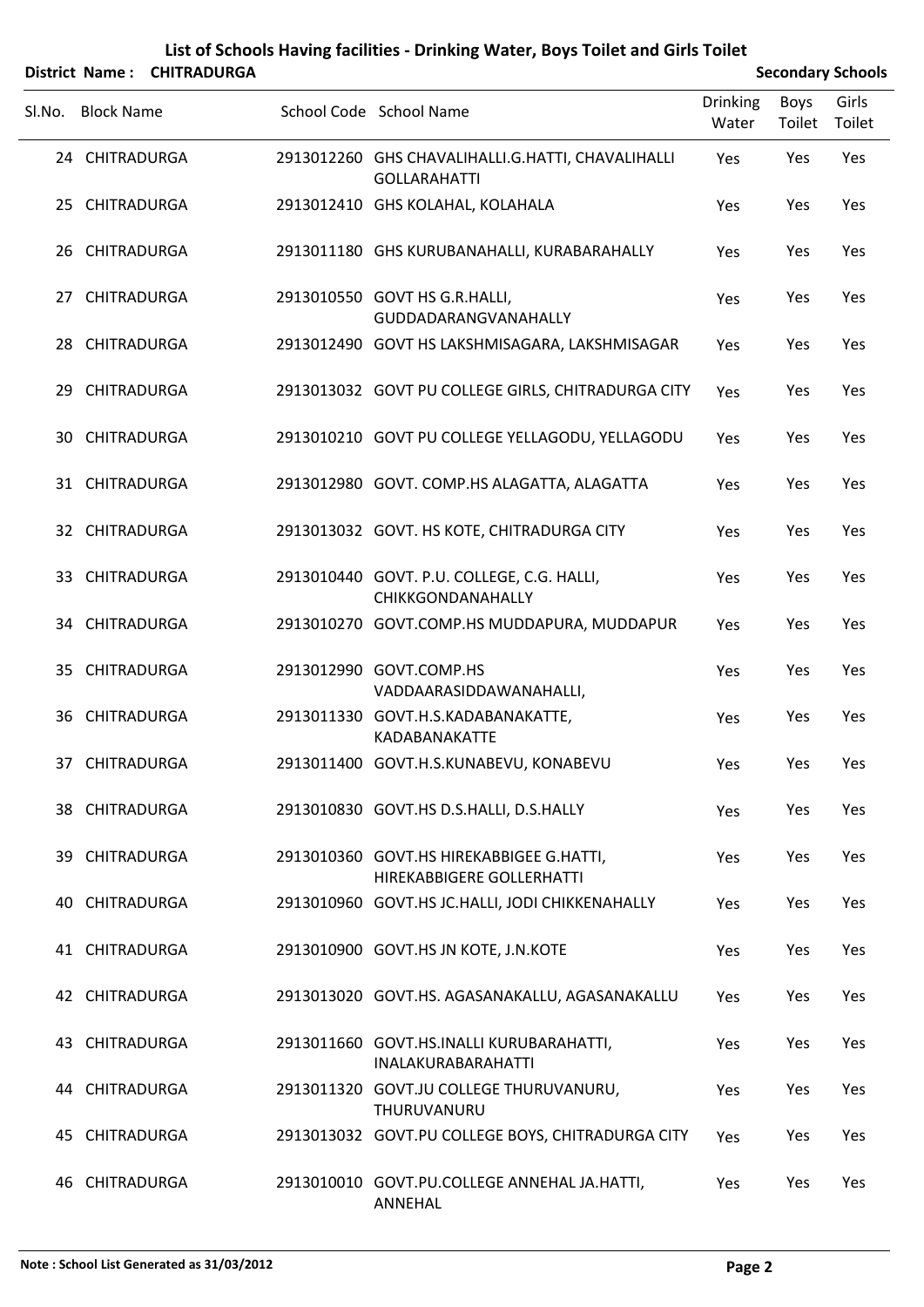# List of Schools Having facilities - Drinking Water, Boys Toilet and Girls Toilet

**District Name : CHITRADURGA** **Secondary Schools**

| Sl.No. | Block Name | School Code | School Name | Drinking Water | Boys Toilet | Girls Toilet |
|---|---|---|---|---|---|---|
| 24 | CHITRADURGA | 2913012260 | GHS CHAVALIHALLI.G.HATTI, CHAVALIHALLI GOLLARAHATTI | Yes | Yes | Yes |
| 25 | CHITRADURGA | 2913012410 | GHS KOLAHAL, KOLAHALA | Yes | Yes | Yes |
| 26 | CHITRADURGA | 2913011180 | GHS KURUBANAHALLI, KURABARAHALLY | Yes | Yes | Yes |
| 27 | CHITRADURGA | 2913010550 | GOVT HS G.R.HALLI, GUDDADARANGVANAHALLY | Yes | Yes | Yes |
| 28 | CHITRADURGA | 2913012490 | GOVT HS LAKSHMISAGARA, LAKSHMISAGAR | Yes | Yes | Yes |
| 29 | CHITRADURGA | 2913013032 | GOVT PU COLLEGE GIRLS, CHITRADURGA CITY | Yes | Yes | Yes |
| 30 | CHITRADURGA | 2913010210 | GOVT PU COLLEGE YELLAGODU, YELLAGODU | Yes | Yes | Yes |
| 31 | CHITRADURGA | 2913012980 | GOVT. COMP.HS ALAGATTA, ALAGATTA | Yes | Yes | Yes |
| 32 | CHITRADURGA | 2913013032 | GOVT. HS KOTE, CHITRADURGA CITY | Yes | Yes | Yes |
| 33 | CHITRADURGA | 2913010440 | GOVT. P.U. COLLEGE, C.G. HALLI, CHIKKGONDANAHALLY | Yes | Yes | Yes |
| 34 | CHITRADURGA | 2913010270 | GOVT.COMP.HS MUDDAPURA, MUDDAPUR | Yes | Yes | Yes |
| 35 | CHITRADURGA | 2913012990 | GOVT.COMP.HS VADDAARASIDDAWANAHALLI, | Yes | Yes | Yes |
| 36 | CHITRADURGA | 2913011330 | GOVT.H.S.KADABANAKATTE, KADABANAKATTE | Yes | Yes | Yes |
| 37 | CHITRADURGA | 2913011400 | GOVT.H.S.KUNABEVU, KONABEVU | Yes | Yes | Yes |
| 38 | CHITRADURGA | 2913010830 | GOVT.HS D.S.HALLI, D.S.HALLY | Yes | Yes | Yes |
| 39 | CHITRADURGA | 2913010360 | GOVT.HS HIREKABBIGEE G.HATTI, HIREKABBIGERE GOLLERHATTI | Yes | Yes | Yes |
| 40 | CHITRADURGA | 2913010960 | GOVT.HS JC.HALLI, JODI CHIKKENAHALLY | Yes | Yes | Yes |
| 41 | CHITRADURGA | 2913010900 | GOVT.HS JN KOTE, J.N.KOTE | Yes | Yes | Yes |
| 42 | CHITRADURGA | 2913013020 | GOVT.HS. AGASANAKALLU, AGASANAKALLU | Yes | Yes | Yes |
| 43 | CHITRADURGA | 2913011660 | GOVT.HS.INALLI KURUBARAHATTI, INALAKURABARAHATTI | Yes | Yes | Yes |
| 44 | CHITRADURGA | 2913011320 | GOVT.JU COLLEGE THURUVANURU, THURUVANURU | Yes | Yes | Yes |
| 45 | CHITRADURGA | 2913013032 | GOVT.PU COLLEGE BOYS, CHITRADURGA CITY | Yes | Yes | Yes |
| 46 | CHITRADURGA | 2913010010 | GOVT.PU.COLLEGE ANNEHAL JA.HATTI, ANNEHAL | Yes | Yes | Yes |

**Note : School List Generated as 31/03/2012**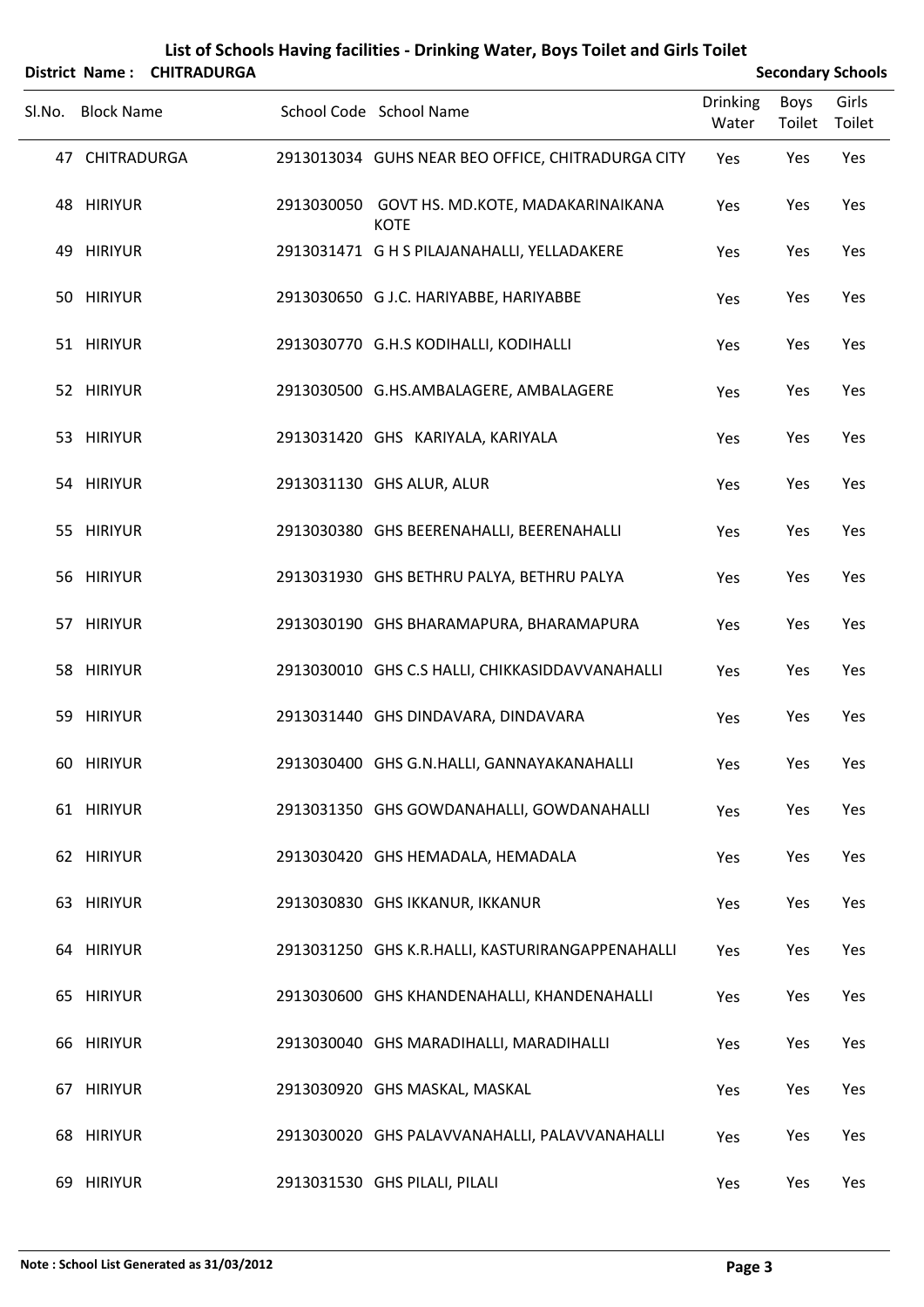# List of Schools Having facilities - Drinking Water, Boys Toilet and Girls Toilet

**District Name : CHITRADURGA** **Secondary Schools**

| Sl.No. | Block Name | School Code | School Name | Drinking Water | Boys Toilet | Girls Toilet |
|---|---|---|---|---|---|---|
| 47 | CHITRADURGA | 2913013034 | GUHS NEAR BEO OFFICE, CHITRADURGA CITY | Yes | Yes | Yes |
| 48 | HIRIYUR | 2913030050 | GOVT HS. MD.KOTE, MADAKARINAIKANA KOTE | Yes | Yes | Yes |
| 49 | HIRIYUR | 2913031471 | G H S PILAJANAHALLI, YELLADAKERE | Yes | Yes | Yes |
| 50 | HIRIYUR | 2913030650 | G J.C. HARIYABBE, HARIYABBE | Yes | Yes | Yes |
| 51 | HIRIYUR | 2913030770 | G.H.S KODIHALLI, KODIHALLI | Yes | Yes | Yes |
| 52 | HIRIYUR | 2913030500 | G.HS.AMBALAGERE, AMBALAGERE | Yes | Yes | Yes |
| 53 | HIRIYUR | 2913031420 | GHS KARIYALA, KARIYALA | Yes | Yes | Yes |
| 54 | HIRIYUR | 2913031130 | GHS ALUR, ALUR | Yes | Yes | Yes |
| 55 | HIRIYUR | 2913030380 | GHS BEERENAHALLI, BEERENAHALLI | Yes | Yes | Yes |
| 56 | HIRIYUR | 2913031930 | GHS BETHRU PALYA, BETHRU PALYA | Yes | Yes | Yes |
| 57 | HIRIYUR | 2913030190 | GHS BHARAMAPURA, BHARAMAPURA | Yes | Yes | Yes |
| 58 | HIRIYUR | 2913030010 | GHS C.S HALLI, CHIKKASIDDAVVANAHALLI | Yes | Yes | Yes |
| 59 | HIRIYUR | 2913031440 | GHS DINDAVARA, DINDAVARA | Yes | Yes | Yes |
| 60 | HIRIYUR | 2913030400 | GHS G.N.HALLI, GANNAYAKANAHALLI | Yes | Yes | Yes |
| 61 | HIRIYUR | 2913031350 | GHS GOWDANAHALLI, GOWDANAHALLI | Yes | Yes | Yes |
| 62 | HIRIYUR | 2913030420 | GHS HEMADALA, HEMADALA | Yes | Yes | Yes |
| 63 | HIRIYUR | 2913030830 | GHS IKKANUR, IKKANUR | Yes | Yes | Yes |
| 64 | HIRIYUR | 2913031250 | GHS K.R.HALLI, KASTURIRANGAPPENAHALLI | Yes | Yes | Yes |
| 65 | HIRIYUR | 2913030600 | GHS KHANDENAHALLI, KHANDENAHALLI | Yes | Yes | Yes |
| 66 | HIRIYUR | 2913030040 | GHS MARADIHALLI, MARADIHALLI | Yes | Yes | Yes |
| 67 | HIRIYUR | 2913030920 | GHS MASKAL, MASKAL | Yes | Yes | Yes |
| 68 | HIRIYUR | 2913030020 | GHS PALAVVANAHALLI, PALAVVANAHALLI | Yes | Yes | Yes |
| 69 | HIRIYUR | 2913031530 | GHS PILALI, PILALI | Yes | Yes | Yes |

**Note : School List Generated as 31/03/2012**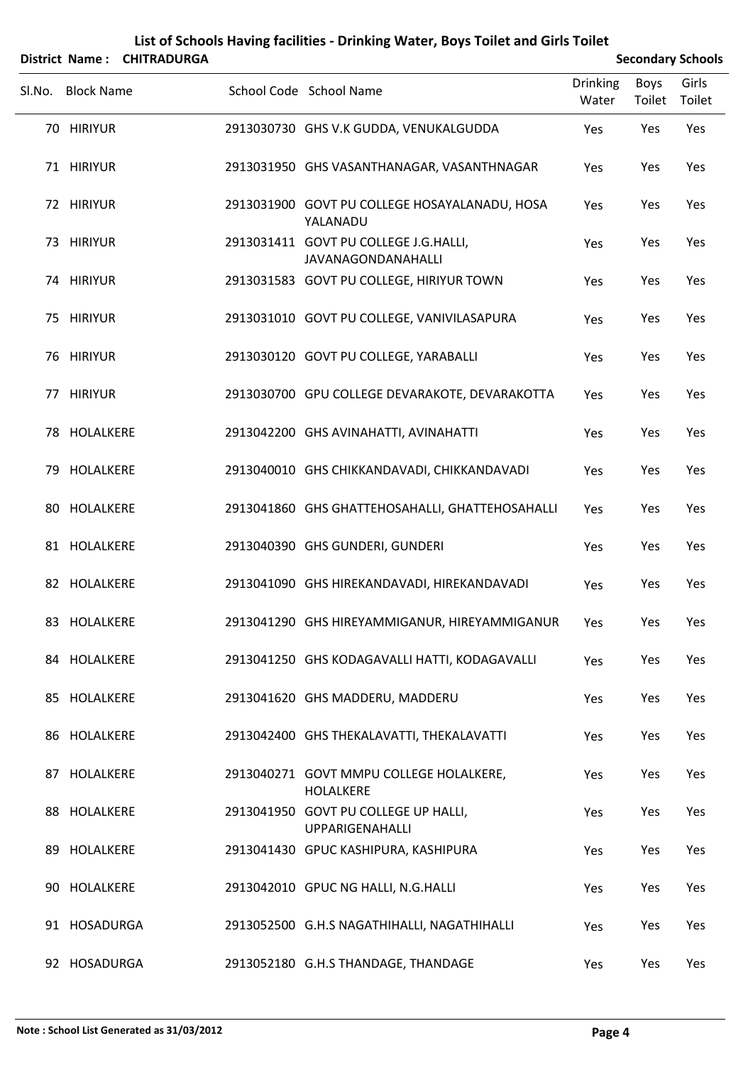# List of Schools Having facilities - Drinking Water, Boys Toilet and Girls Toilet

**District Name : CHITRADURGA** **Secondary Schools**

| Sl.No. | Block Name | School Code | School Name | Drinking Water | Boys Toilet | Girls Toilet |
|---|---|---|---|---|---|---|
| 70 | HIRIYUR | 2913030730 | GHS V.K GUDDA, VENUKALGUDDA | Yes | Yes | Yes |
| 71 | HIRIYUR | 2913031950 | GHS VASANTHANAGAR, VASANTHNAGAR | Yes | Yes | Yes |
| 72 | HIRIYUR | 2913031900 | GOVT PU COLLEGE HOSAYALANADU, HOSA YALANADU | Yes | Yes | Yes |
| 73 | HIRIYUR | 2913031411 | GOVT PU COLLEGE J.G.HALLI, JAVANAGONDANAHALLI | Yes | Yes | Yes |
| 74 | HIRIYUR | 2913031583 | GOVT PU COLLEGE, HIRIYUR TOWN | Yes | Yes | Yes |
| 75 | HIRIYUR | 2913031010 | GOVT PU COLLEGE, VANIVILASAPURA | Yes | Yes | Yes |
| 76 | HIRIYUR | 2913030120 | GOVT PU COLLEGE, YARABALLI | Yes | Yes | Yes |
| 77 | HIRIYUR | 2913030700 | GPU COLLEGE DEVARAKOTE, DEVARAKOTTA | Yes | Yes | Yes |
| 78 | HOLALKERE | 2913042200 | GHS AVINAHATTI, AVINAHATTI | Yes | Yes | Yes |
| 79 | HOLALKERE | 2913040010 | GHS CHIKKANDAVADI, CHIKKANDAVADI | Yes | Yes | Yes |
| 80 | HOLALKERE | 2913041860 | GHS GHATTEHOSAHALLI, GHATTEHOSAHALLI | Yes | Yes | Yes |
| 81 | HOLALKERE | 2913040390 | GHS GUNDERI, GUNDERI | Yes | Yes | Yes |
| 82 | HOLALKERE | 2913041090 | GHS HIREKANDAVADI, HIREKANDAVADI | Yes | Yes | Yes |
| 83 | HOLALKERE | 2913041290 | GHS HIREYAMMIGANUR, HIREYAMMIGANUR | Yes | Yes | Yes |
| 84 | HOLALKERE | 2913041250 | GHS KODAGAVALLI HATTI, KODAGAVALLI | Yes | Yes | Yes |
| 85 | HOLALKERE | 2913041620 | GHS MADDERU, MADDERU | Yes | Yes | Yes |
| 86 | HOLALKERE | 2913042400 | GHS THEKALAVATTI, THEKALAVATTI | Yes | Yes | Yes |
| 87 | HOLALKERE | 2913040271 | GOVT MMPU COLLEGE HOLALKERE, HOLALKERE | Yes | Yes | Yes |
| 88 | HOLALKERE | 2913041950 | GOVT PU COLLEGE UP HALLI, UPPARIGENAHALLI | Yes | Yes | Yes |
| 89 | HOLALKERE | 2913041430 | GPUC KASHIPURA, KASHIPURA | Yes | Yes | Yes |
| 90 | HOLALKERE | 2913042010 | GPUC NG HALLI, N.G.HALLI | Yes | Yes | Yes |
| 91 | HOSADURGA | 2913052500 | G.H.S NAGATHIHALLI, NAGATHIHALLI | Yes | Yes | Yes |
| 92 | HOSADURGA | 2913052180 | G.H.S THANDAGE, THANDAGE | Yes | Yes | Yes |

**Note : School List Generated as 31/03/2012**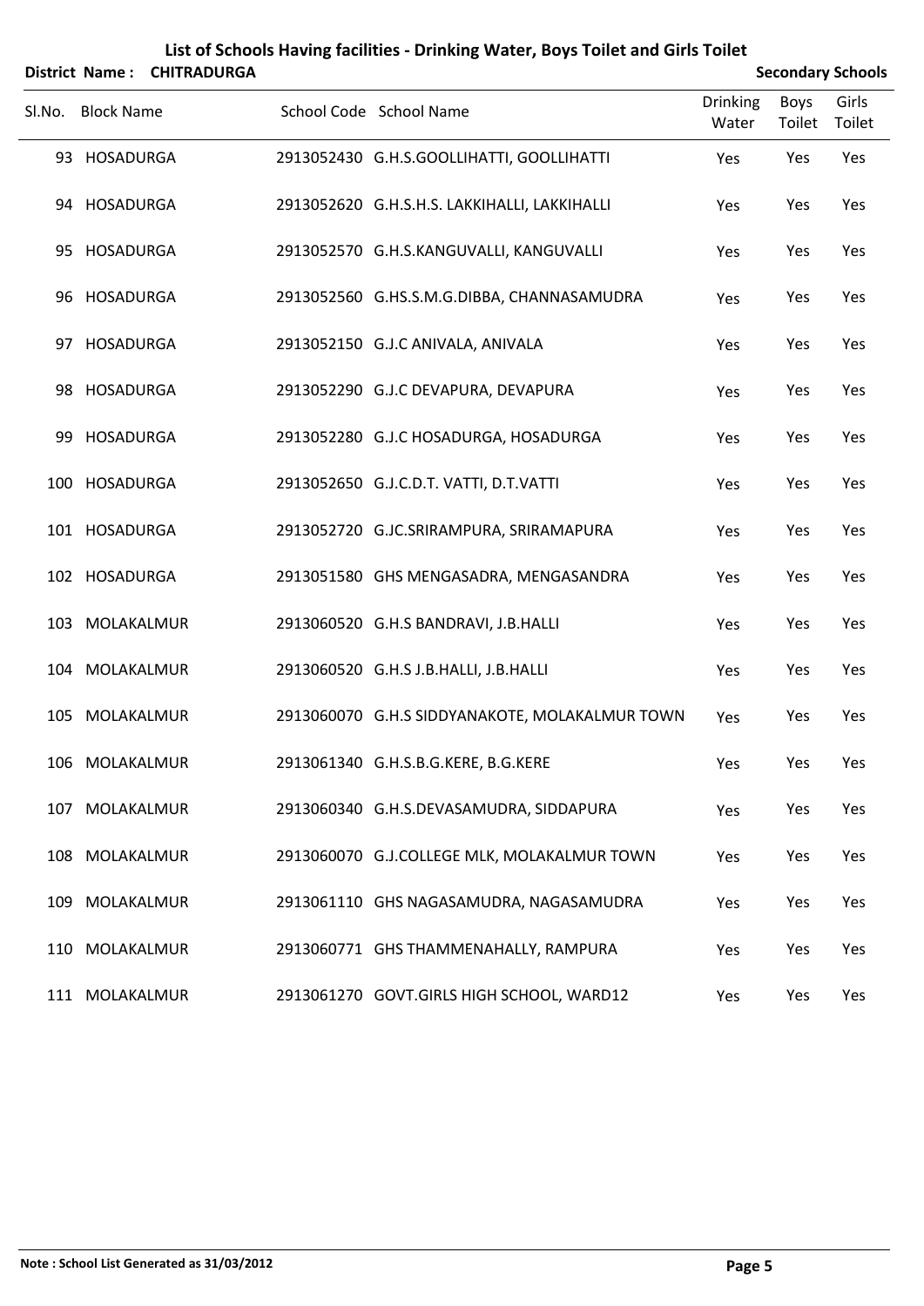# List of Schools Having facilities - Drinking Water, Boys Toilet and Girls Toilet

**District Name : CHITRADURGA** **Secondary Schools**

| Sl.No. | Block Name | School Code | School Name | Drinking Water | Boys Toilet | Girls Toilet |
|---|---|---|---|---|---|---|
| 93 | HOSADURGA | 2913052430 | G.H.S.GOOLLIHATTI, GOOLLIHATTI | Yes | Yes | Yes |
| 94 | HOSADURGA | 2913052620 | G.H.S.H.S. LAKKIHALLI, LAKKIHALLI | Yes | Yes | Yes |
| 95 | HOSADURGA | 2913052570 | G.H.S.KANGUVALLI, KANGUVALLI | Yes | Yes | Yes |
| 96 | HOSADURGA | 2913052560 | G.HS.S.M.G.DIBBA, CHANNASAMUDRA | Yes | Yes | Yes |
| 97 | HOSADURGA | 2913052150 | G.J.C ANIVALA, ANIVALA | Yes | Yes | Yes |
| 98 | HOSADURGA | 2913052290 | G.J.C DEVAPURA, DEVAPURA | Yes | Yes | Yes |
| 99 | HOSADURGA | 2913052280 | G.J.C HOSADURGA, HOSADURGA | Yes | Yes | Yes |
| 100 | HOSADURGA | 2913052650 | G.J.C.D.T. VATTI, D.T.VATTI | Yes | Yes | Yes |
| 101 | HOSADURGA | 2913052720 | G.JC.SRIRAMPURA, SRIRAMAPURA | Yes | Yes | Yes |
| 102 | HOSADURGA | 2913051580 | GHS MENGASADRA, MENGASANDRA | Yes | Yes | Yes |
| 103 | MOLAKALMUR | 2913060520 | G.H.S BANDRAVI, J.B.HALLI | Yes | Yes | Yes |
| 104 | MOLAKALMUR | 2913060520 | G.H.S J.B.HALLI, J.B.HALLI | Yes | Yes | Yes |
| 105 | MOLAKALMUR | 2913060070 | G.H.S SIDDYANAKOTE, MOLAKALMUR TOWN | Yes | Yes | Yes |
| 106 | MOLAKALMUR | 2913061340 | G.H.S.B.G.KERE, B.G.KERE | Yes | Yes | Yes |
| 107 | MOLAKALMUR | 2913060340 | G.H.S.DEVASAMUDRA, SIDDAPURA | Yes | Yes | Yes |
| 108 | MOLAKALMUR | 2913060070 | G.J.COLLEGE MLK, MOLAKALMUR TOWN | Yes | Yes | Yes |
| 109 | MOLAKALMUR | 2913061110 | GHS NAGASAMUDRA, NAGASAMUDRA | Yes | Yes | Yes |
| 110 | MOLAKALMUR | 2913060771 | GHS THAMMENAHALLY, RAMPURA | Yes | Yes | Yes |
| 111 | MOLAKALMUR | 2913061270 | GOVT.GIRLS HIGH SCHOOL, WARD12 | Yes | Yes | Yes |

**Note : School List Generated as 31/03/2012**